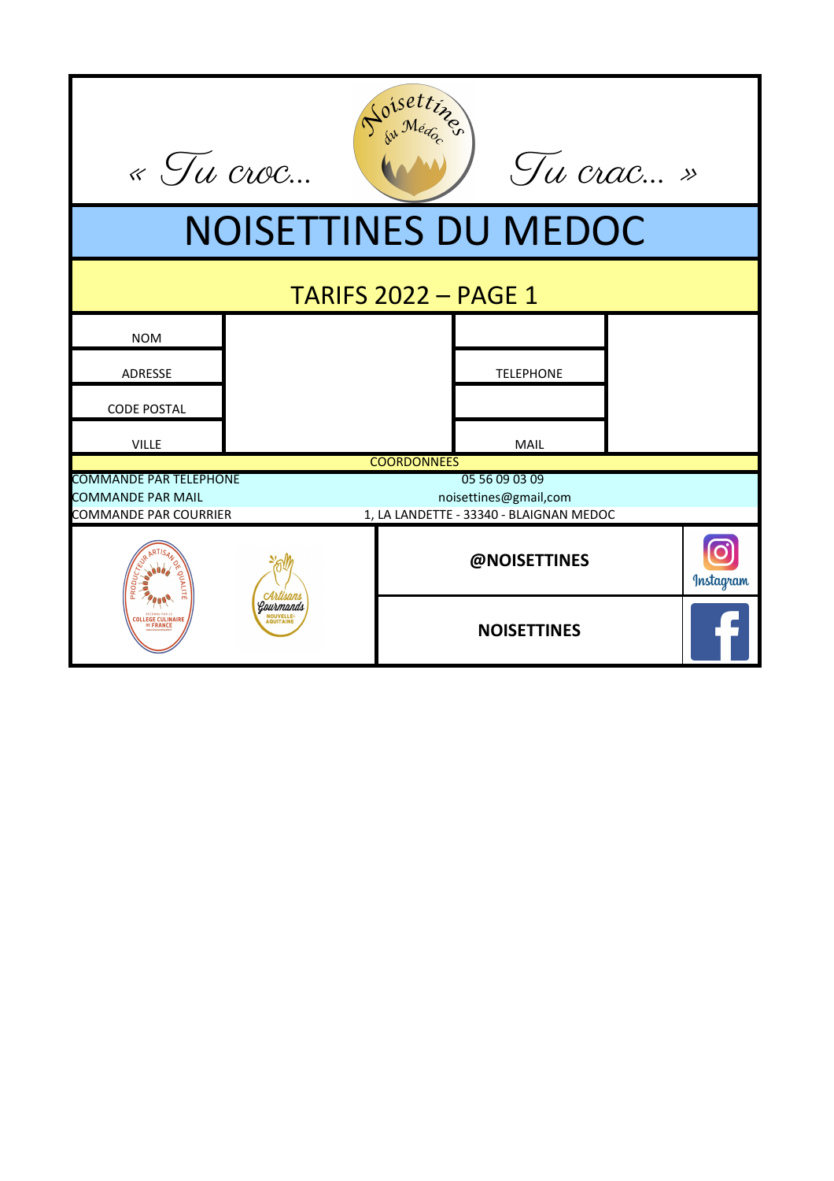« Tu croc... Noisettines du Médoc Tu crac... »

# NOISETTINES DU MEDOC

## TARIFS 2022 – PAGE 1

| NOM | | | |
|---|---|---|---|
| ADRESSE | | TELEPHONE | |
| CODE POSTAL | | | |
| VILLE | | MAIL | |

**COORDONNEES**

| | |
|---|---|
| COMMANDE PAR TELEPHONE | 05 56 09 03 09 |
| COMMANDE PAR MAIL | noisettines@gmail,com |
| COMMANDE PAR COURRIER | 1, LA LANDETTE - 33340 - BLAIGNAN MEDOC |

PRODUCTEUR ARTISAN DE QUALITÉ – RECONNU PAR LE COLLEGE CULINAIRE DE FRANCE

Artisans Gourmands NOUVELLE-AQUITAINE

**@NOISETTINES** Instagram

**NOISETTINES** Facebook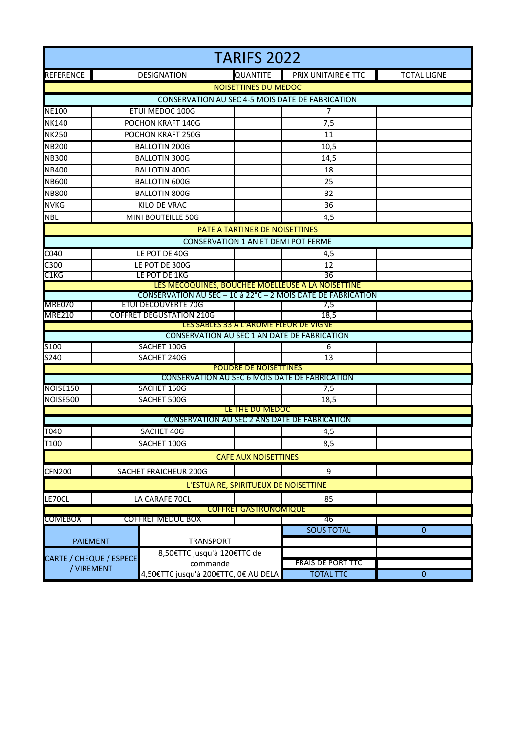# TARIFS 2022

| REFERENCE | DESIGNATION | QUANTITE | PRIX UNITAIRE € TTC | TOTAL LIGNE |
|---|---|---|---|---|
| NOISETTINES DU MEDOC | | | | |
| CONSERVATION AU SEC 4-5 MOIS DATE DE FABRICATION | | | | |
| NE100 | ETUI MEDOC 100G | | 7 | |
| NK140 | POCHON KRAFT 140G | | 7,5 | |
| NK250 | POCHON KRAFT 250G | | 11 | |
| NB200 | BALLOTIN 200G | | 10,5 | |
| NB300 | BALLOTIN 300G | | 14,5 | |
| NB400 | BALLOTIN 400G | | 18 | |
| NB600 | BALLOTIN 600G | | 25 | |
| NB800 | BALLOTIN 800G | | 32 | |
| NVKG | KILO DE VRAC | | 36 | |
| NBL | MINI BOUTEILLE 50G | | 4,5 | |
| PATE A TARTINER DE NOISETTINES | | | | |
| CONSERVATION 1 AN ET DEMI POT FERME | | | | |
| C040 | LE POT DE 40G | | 4,5 | |
| C300 | LE POT DE 300G | | 12 | |
| C1KG | LE POT DE 1KG | | 36 | |
| LES MECOQUINES, BOUCHEE MOELLEUSE A LA NOISETTINE | | | | |
| CONSERVATION AU SEC – 10 à 22°C – 2 MOIS DATE DE FABRICATION | | | | |
| MRE070 | ETUI DECOUVERTE 70G | | 7,5 | |
| MRE210 | COFFRET DEGUSTATION 210G | | 18,5 | |
| LES SABLES 33 A L'AROME FLEUR DE VIGNE | | | | |
| CONSERVATION AU SEC 1 AN DATE DE FABRICATION | | | | |
| S100 | SACHET 100G | | 6 | |
| S240 | SACHET 240G | | 13 | |
| POUDRE DE NOISETTINES | | | | |
| CONSERVATION AU SEC 6 MOIS DATE DE FABRICATION | | | | |
| NOISE150 | SACHET 150G | | 7,5 | |
| NOISE500 | SACHET 500G | | 18,5 | |
| LE THE DU MEDOC | | | | |
| CONSERVATION AU SEC 2 ANS DATE DE FABRICATION | | | | |
| T040 | SACHET 40G | | 4,5 | |
| T100 | SACHET 100G | | 8,5 | |
| CAFE AUX NOISETTINES | | | | |
| CFN200 | SACHET FRAICHEUR 200G | | 9 | |
| L'ESTUAIRE, SPIRITUEUX DE NOISETTINE | | | | |
| LE70CL | LA CARAFE 70CL | | 85 | |
| COFFRET GASTRONOMIQUE | | | | |
| COMEBOX | COFFRET MEDOC BOX | | 46 | |
| | | | SOUS TOTAL | 0 |
| PAIEMENT | TRANSPORT | | | |
| CARTE / CHEQUE / ESPECE / VIREMENT | 8,50€TTC jusqu'à 120€TTC de commande 4,50€TTC jusqu'à 200€TTC, 0€ AU DELA | | FRAIS DE PORT TTC | |
| | | | TOTAL TTC | 0 |